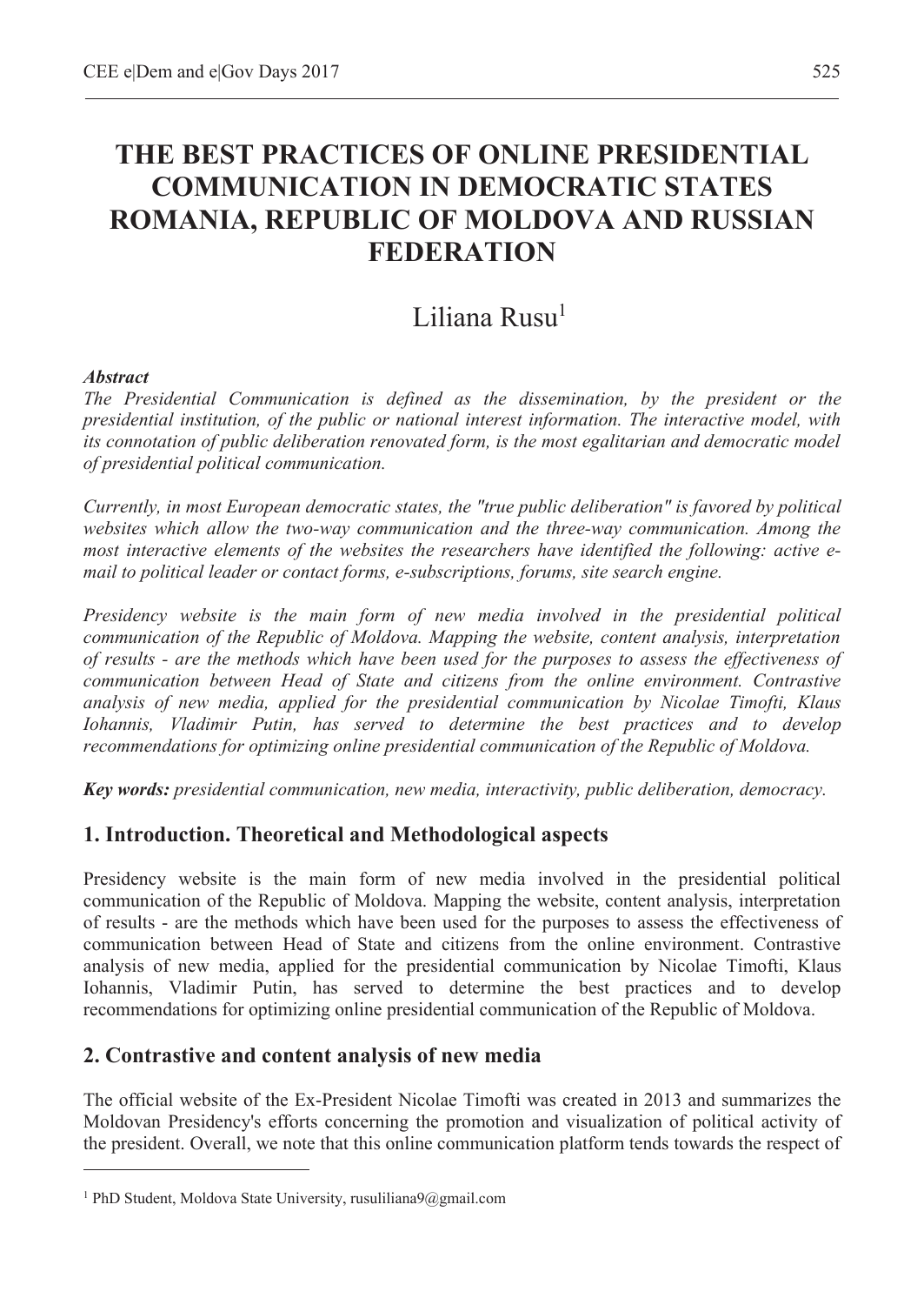# THE BEST PRACTICES OF ONLINE PRESIDENTIAL COMMUNICATION IN DEMOCRATIC STATES ROMANIA, REPUBLIC OF MOLDOVA AND RUSSIAN FEDERATION

Liliana Rusu[1]

***Abstract***

*The Presidential Communication is defined as the dissemination, by the president or the presidential institution, of the public or national interest information. The interactive model, with its connotation of public deliberation renovated form, is the most egalitarian and democratic model of presidential political communication.*

*Currently, in most European democratic states, the "true public deliberation" is favored by political websites which allow the two-way communication and the three-way communication. Among the most interactive elements of the websites the researchers have identified the following: active e-mail to political leader or contact forms, e-subscriptions, forums, site search engine.*

*Presidency website is the main form of new media involved in the presidential political communication of the Republic of Moldova. Mapping the website, content analysis, interpretation of results - are the methods which have been used for the purposes to assess the effectiveness of communication between Head of State and citizens from the online environment. Contrastive analysis of new media, applied for the presidential communication by Nicolae Timofti, Klaus Iohannis, Vladimir Putin, has served to determine the best practices and to develop recommendations for optimizing online presidential communication of the Republic of Moldova.*

***Key words:*** *presidential communication, new media, interactivity, public deliberation, democracy.*

## 1. Introduction. Theoretical and Methodological aspects

Presidency website is the main form of new media involved in the presidential political communication of the Republic of Moldova. Mapping the website, content analysis, interpretation of results - are the methods which have been used for the purposes to assess the effectiveness of communication between Head of State and citizens from the online environment. Contrastive analysis of new media, applied for the presidential communication by Nicolae Timofti, Klaus Iohannis, Vladimir Putin, has served to determine the best practices and to develop recommendations for optimizing online presidential communication of the Republic of Moldova.

## 2. Contrastive and content analysis of new media

The official website of the Ex-President Nicolae Timofti was created in 2013 and summarizes the Moldovan Presidency's efforts concerning the promotion and visualization of political activity of the president. Overall, we note that this online communication platform tends towards the respect of

---

[1] PhD Student, Moldova State University, rusuliliana9@gmail.com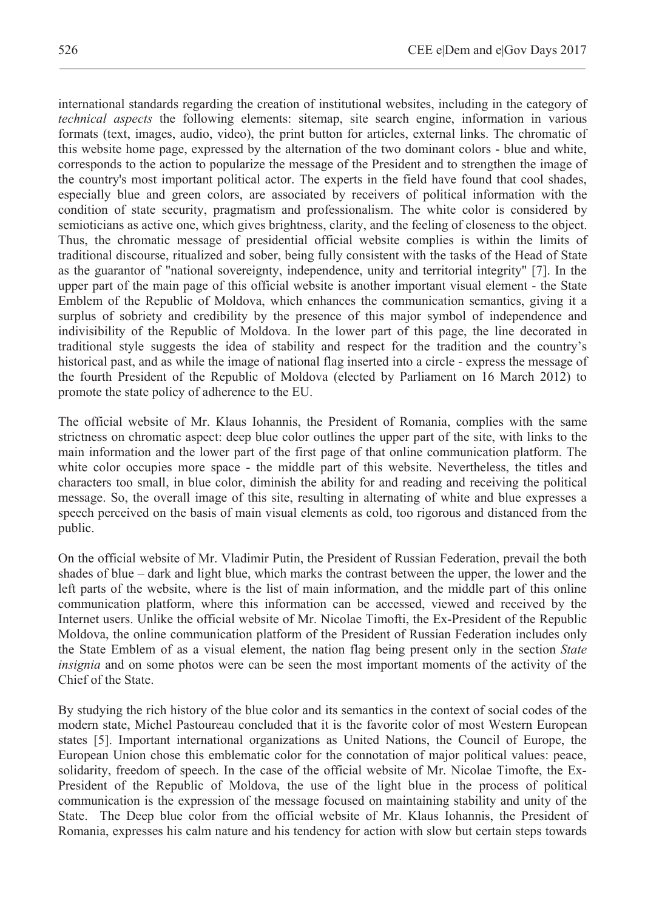international standards regarding the creation of institutional websites, including in the category of *technical aspects* the following elements: sitemap, site search engine, information in various formats (text, images, audio, video), the print button for articles, external links. The chromatic of this website home page, expressed by the alternation of the two dominant colors - blue and white, corresponds to the action to popularize the message of the President and to strengthen the image of the country's most important political actor. The experts in the field have found that cool shades, especially blue and green colors, are associated by receivers of political information with the condition of state security, pragmatism and professionalism. The white color is considered by semioticians as active one, which gives brightness, clarity, and the feeling of closeness to the object. Thus, the chromatic message of presidential official website complies is within the limits of traditional discourse, ritualized and sober, being fully consistent with the tasks of the Head of State as the guarantor of "national sovereignty, independence, unity and territorial integrity" [7]. In the upper part of the main page of this official website is another important visual element - the State Emblem of the Republic of Moldova, which enhances the communication semantics, giving it a surplus of sobriety and credibility by the presence of this major symbol of independence and indivisibility of the Republic of Moldova. In the lower part of this page, the line decorated in traditional style suggests the idea of stability and respect for the tradition and the country's historical past, and as while the image of national flag inserted into a circle - express the message of the fourth President of the Republic of Moldova (elected by Parliament on 16 March 2012) to promote the state policy of adherence to the EU.

The official website of Mr. Klaus Iohannis, the President of Romania, complies with the same strictness on chromatic aspect: deep blue color outlines the upper part of the site, with links to the main information and the lower part of the first page of that online communication platform. The white color occupies more space - the middle part of this website. Nevertheless, the titles and characters too small, in blue color, diminish the ability for and reading and receiving the political message. So, the overall image of this site, resulting in alternating of white and blue expresses a speech perceived on the basis of main visual elements as cold, too rigorous and distanced from the public.

On the official website of Mr. Vladimir Putin, the President of Russian Federation, prevail the both shades of blue – dark and light blue, which marks the contrast between the upper, the lower and the left parts of the website, where is the list of main information, and the middle part of this online communication platform, where this information can be accessed, viewed and received by the Internet users. Unlike the official website of Mr. Nicolae Timofti, the Ex-President of the Republic Moldova, the online communication platform of the President of Russian Federation includes only the State Emblem of as a visual element, the nation flag being present only in the section *State insignia* and on some photos were can be seen the most important moments of the activity of the Chief of the State.

By studying the rich history of the blue color and its semantics in the context of social codes of the modern state, Michel Pastoureau concluded that it is the favorite color of most Western European states [5]. Important international organizations as United Nations, the Council of Europe, the European Union chose this emblematic color for the connotation of major political values: peace, solidarity, freedom of speech. In the case of the official website of Mr. Nicolae Timofte, the Ex-President of the Republic of Moldova, the use of the light blue in the process of political communication is the expression of the message focused on maintaining stability and unity of the State. The Deep blue color from the official website of Mr. Klaus Iohannis, the President of Romania, expresses his calm nature and his tendency for action with slow but certain steps towards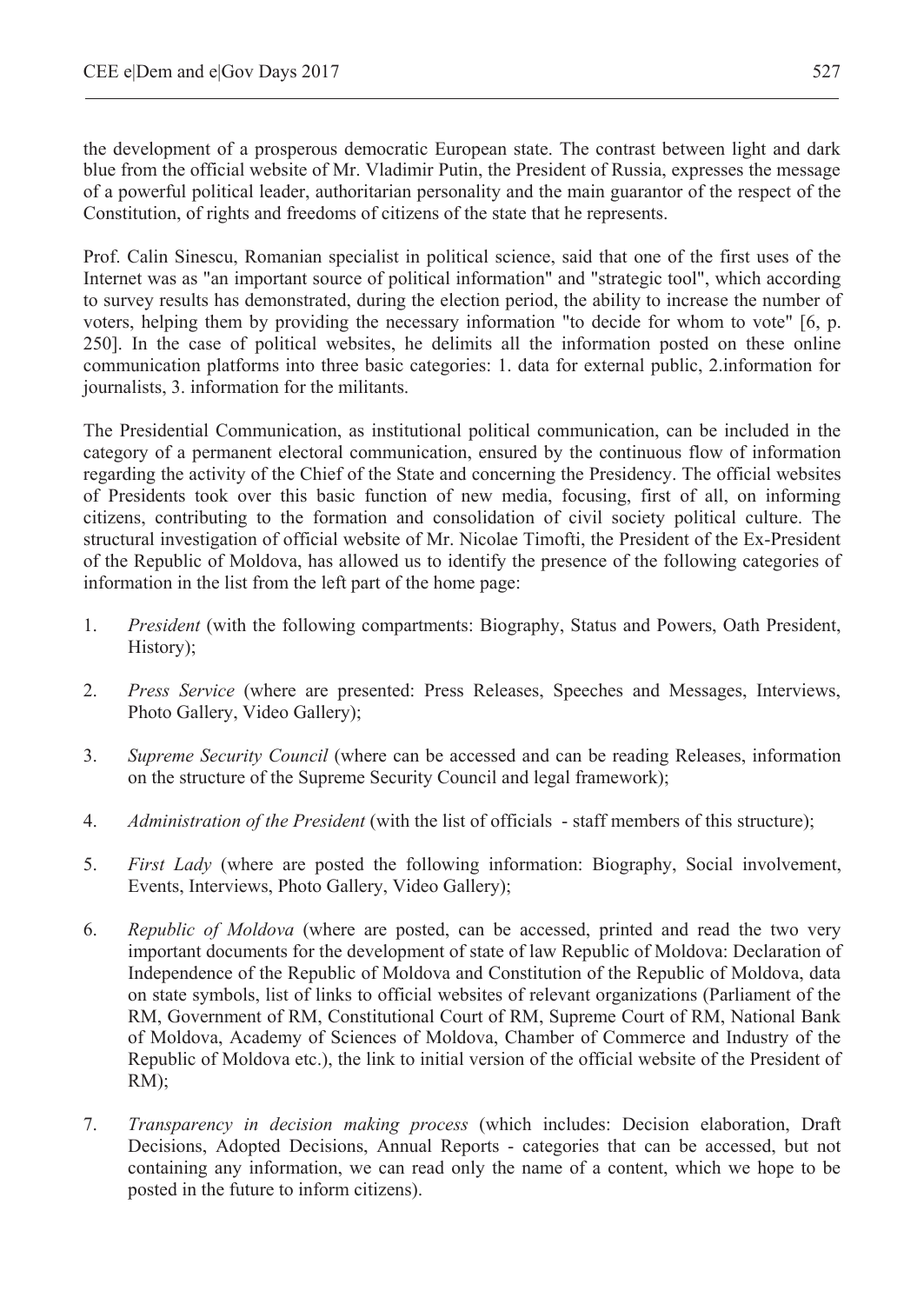the development of a prosperous democratic European state. The contrast between light and dark blue from the official website of Mr. Vladimir Putin, the President of Russia, expresses the message of a powerful political leader, authoritarian personality and the main guarantor of the respect of the Constitution, of rights and freedoms of citizens of the state that he represents.

Prof. Calin Sinescu, Romanian specialist in political science, said that one of the first uses of the Internet was as "an important source of political information" and "strategic tool", which according to survey results has demonstrated, during the election period, the ability to increase the number of voters, helping them by providing the necessary information "to decide for whom to vote" [6, p. 250]. In the case of political websites, he delimits all the information posted on these online communication platforms into three basic categories: 1. data for external public, 2.information for journalists, 3. information for the militants.

The Presidential Communication, as institutional political communication, can be included in the category of a permanent electoral communication, ensured by the continuous flow of information regarding the activity of the Chief of the State and concerning the Presidency. The official websites of Presidents took over this basic function of new media, focusing, first of all, on informing citizens, contributing to the formation and consolidation of civil society political culture. The structural investigation of official website of Mr. Nicolae Timofti, the President of the Ex-President of the Republic of Moldova, has allowed us to identify the presence of the following categories of information in the list from the left part of the home page:

1. *President* (with the following compartments: Biography, Status and Powers, Oath President, History);
2. *Press Service* (where are presented: Press Releases, Speeches and Messages, Interviews, Photo Gallery, Video Gallery);
3. *Supreme Security Council* (where can be accessed and can be reading Releases, information on the structure of the Supreme Security Council and legal framework);
4. *Administration of the President* (with the list of officials - staff members of this structure);
5. *First Lady* (where are posted the following information: Biography, Social involvement, Events, Interviews, Photo Gallery, Video Gallery);
6. *Republic of Moldova* (where are posted, can be accessed, printed and read the two very important documents for the development of state of law Republic of Moldova: Declaration of Independence of the Republic of Moldova and Constitution of the Republic of Moldova, data on state symbols, list of links to official websites of relevant organizations (Parliament of the RM, Government of RM, Constitutional Court of RM, Supreme Court of RM, National Bank of Moldova, Academy of Sciences of Moldova, Chamber of Commerce and Industry of the Republic of Moldova etc.), the link to initial version of the official website of the President of RM);
7. *Transparency in decision making process* (which includes: Decision elaboration, Draft Decisions, Adopted Decisions, Annual Reports - categories that can be accessed, but not containing any information, we can read only the name of a content, which we hope to be posted in the future to inform citizens).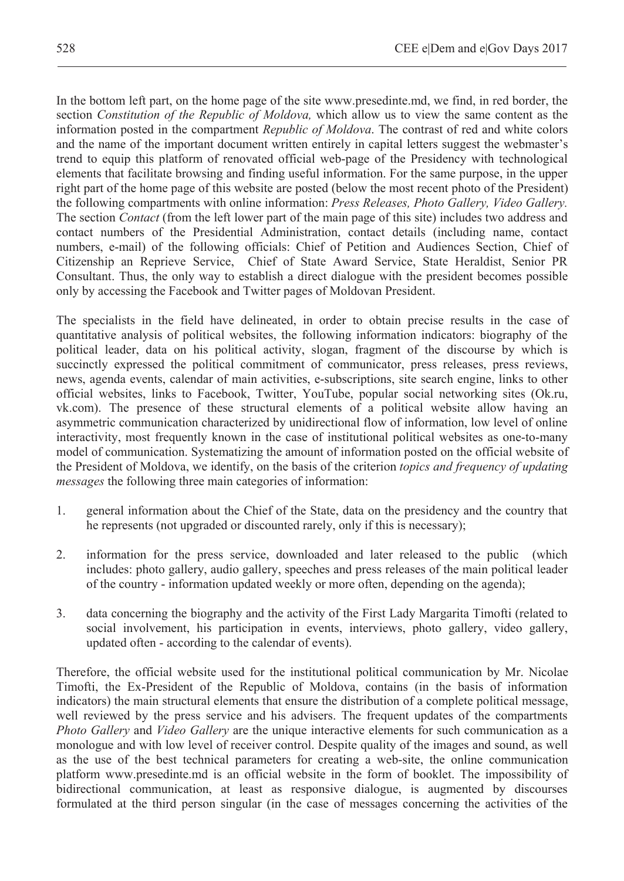In the bottom left part, on the home page of the site www.presedinte.md, we find, in red border, the section *Constitution of the Republic of Moldova,* which allow us to view the same content as the information posted in the compartment *Republic of Moldova*. The contrast of red and white colors and the name of the important document written entirely in capital letters suggest the webmaster's trend to equip this platform of renovated official web-page of the Presidency with technological elements that facilitate browsing and finding useful information. For the same purpose, in the upper right part of the home page of this website are posted (below the most recent photo of the President) the following compartments with online information: *Press Releases, Photo Gallery, Video Gallery.* The section *Contact* (from the left lower part of the main page of this site) includes two address and contact numbers of the Presidential Administration, contact details (including name, contact numbers, e-mail) of the following officials: Chief of Petition and Audiences Section, Chief of Citizenship an Reprieve Service, Chief of State Award Service, State Heraldist, Senior PR Consultant. Thus, the only way to establish a direct dialogue with the president becomes possible only by accessing the Facebook and Twitter pages of Moldovan President.

The specialists in the field have delineated, in order to obtain precise results in the case of quantitative analysis of political websites, the following information indicators: biography of the political leader, data on his political activity, slogan, fragment of the discourse by which is succinctly expressed the political commitment of communicator, press releases, press reviews, news, agenda events, calendar of main activities, e-subscriptions, site search engine, links to other official websites, links to Facebook, Twitter, YouTube, popular social networking sites (Ok.ru, vk.com). The presence of these structural elements of a political website allow having an asymmetric communication characterized by unidirectional flow of information, low level of online interactivity, most frequently known in the case of institutional political websites as one-to-many model of communication. Systematizing the amount of information posted on the official website of the President of Moldova, we identify, on the basis of the criterion *topics and frequency of updating messages* the following three main categories of information:

1. general information about the Chief of the State, data on the presidency and the country that he represents (not upgraded or discounted rarely, only if this is necessary);

2. information for the press service, downloaded and later released to the public (which includes: photo gallery, audio gallery, speeches and press releases of the main political leader of the country - information updated weekly or more often, depending on the agenda);

3. data concerning the biography and the activity of the First Lady Margarita Timofti (related to social involvement, his participation in events, interviews, photo gallery, video gallery, updated often - according to the calendar of events).

Therefore, the official website used for the institutional political communication by Mr. Nicolae Timofti, the Ex-President of the Republic of Moldova, contains (in the basis of information indicators) the main structural elements that ensure the distribution of a complete political message, well reviewed by the press service and his advisers. The frequent updates of the compartments *Photo Gallery* and *Video Gallery* are the unique interactive elements for such communication as a monologue and with low level of receiver control. Despite quality of the images and sound, as well as the use of the best technical parameters for creating a web-site, the online communication platform www.presedinte.md is an official website in the form of booklet. The impossibility of bidirectional communication, at least as responsive dialogue, is augmented by discourses formulated at the third person singular (in the case of messages concerning the activities of the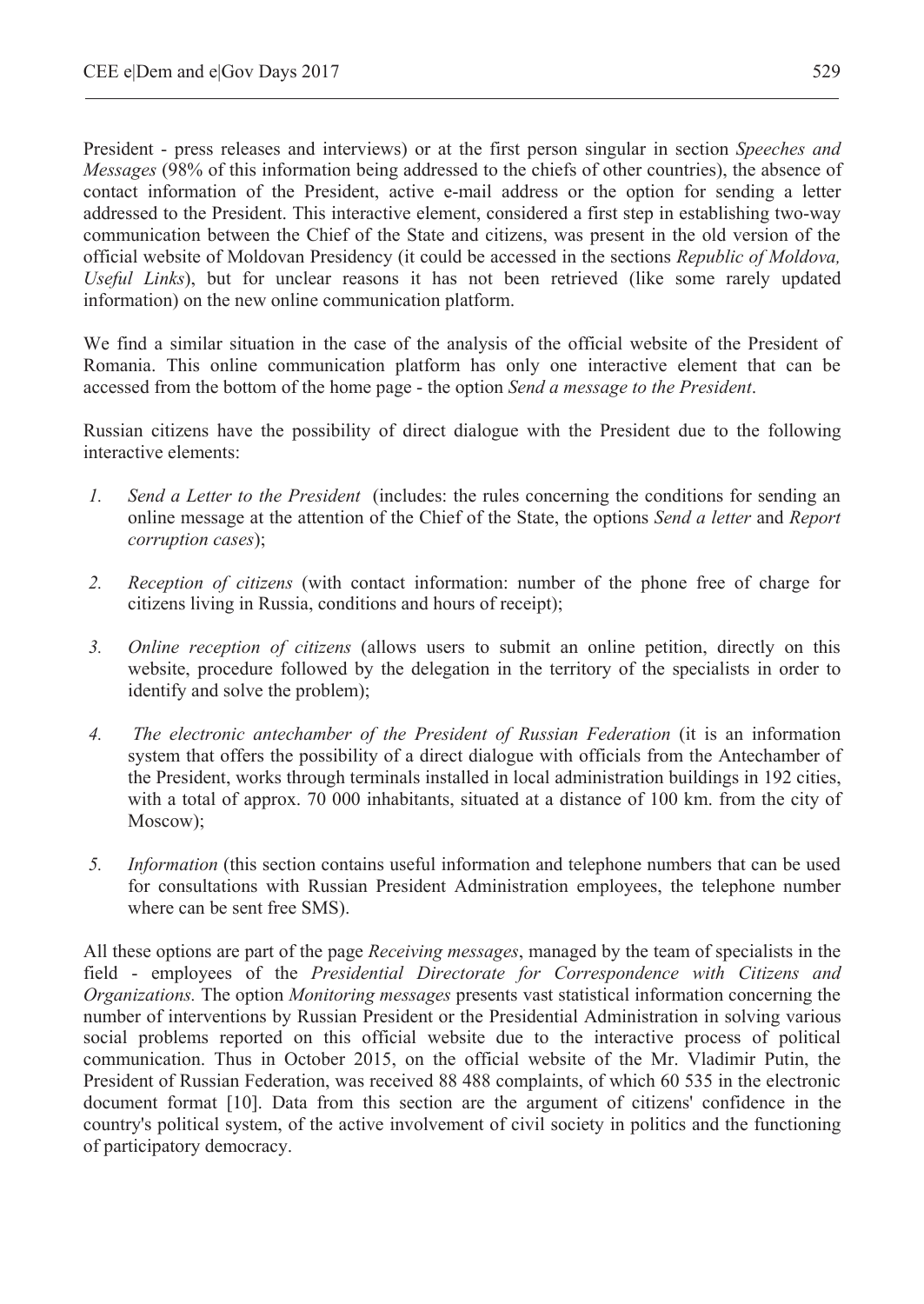President - press releases and interviews) or at the first person singular in section *Speeches and Messages* (98% of this information being addressed to the chiefs of other countries), the absence of contact information of the President, active e-mail address or the option for sending a letter addressed to the President. This interactive element, considered a first step in establishing two-way communication between the Chief of the State and citizens, was present in the old version of the official website of Moldovan Presidency (it could be accessed in the sections *Republic of Moldova, Useful Links*), but for unclear reasons it has not been retrieved (like some rarely updated information) on the new online communication platform.

We find a similar situation in the case of the analysis of the official website of the President of Romania. This online communication platform has only one interactive element that can be accessed from the bottom of the home page - the option *Send a message to the President*.

Russian citizens have the possibility of direct dialogue with the President due to the following interactive elements:

1. *Send a Letter to the President* (includes: the rules concerning the conditions for sending an online message at the attention of the Chief of the State, the options *Send a letter* and *Report corruption cases*);
2. *Reception of citizens* (with contact information: number of the phone free of charge for citizens living in Russia, conditions and hours of receipt);
3. *Online reception of citizens* (allows users to submit an online petition, directly on this website, procedure followed by the delegation in the territory of the specialists in order to identify and solve the problem);
4. *The electronic antechamber of the President of Russian Federation* (it is an information system that offers the possibility of a direct dialogue with officials from the Antechamber of the President, works through terminals installed in local administration buildings in 192 cities, with a total of approx. 70 000 inhabitants, situated at a distance of 100 km. from the city of Moscow);
5. *Information* (this section contains useful information and telephone numbers that can be used for consultations with Russian President Administration employees, the telephone number where can be sent free SMS).

All these options are part of the page *Receiving messages*, managed by the team of specialists in the field - employees of the *Presidential Directorate for Correspondence with Citizens and Organizations.* The option *Monitoring messages* presents vast statistical information concerning the number of interventions by Russian President or the Presidential Administration in solving various social problems reported on this official website due to the interactive process of political communication. Thus in October 2015, on the official website of the Mr. Vladimir Putin, the President of Russian Federation, was received 88 488 complaints, of which 60 535 in the electronic document format [10]. Data from this section are the argument of citizens' confidence in the country's political system, of the active involvement of civil society in politics and the functioning of participatory democracy.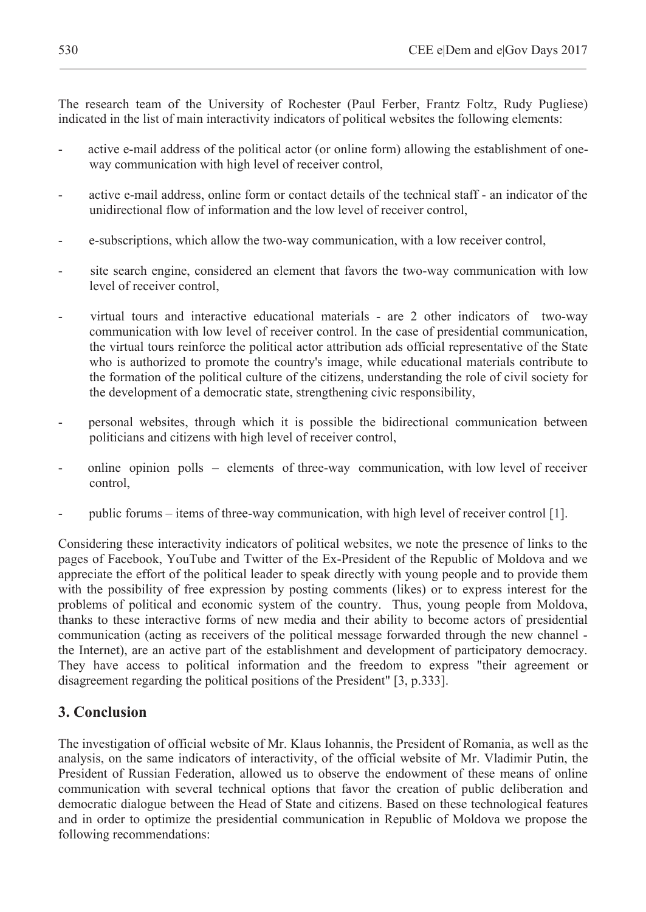The research team of the University of Rochester (Paul Ferber, Frantz Foltz, Rudy Pugliese) indicated in the list of main interactivity indicators of political websites the following elements:

- active e-mail address of the political actor (or online form) allowing the establishment of one-way communication with high level of receiver control,
- active e-mail address, online form or contact details of the technical staff - an indicator of the unidirectional flow of information and the low level of receiver control,
- e-subscriptions, which allow the two-way communication, with a low receiver control,
- site search engine, considered an element that favors the two-way communication with low level of receiver control,
- virtual tours and interactive educational materials - are 2 other indicators of two-way communication with low level of receiver control. In the case of presidential communication, the virtual tours reinforce the political actor attribution ads official representative of the State who is authorized to promote the country's image, while educational materials contribute to the formation of the political culture of the citizens, understanding the role of civil society for the development of a democratic state, strengthening civic responsibility,
- personal websites, through which it is possible the bidirectional communication between politicians and citizens with high level of receiver control,
- online opinion polls – elements of three-way communication, with low level of receiver control,
- public forums – items of three-way communication, with high level of receiver control [1].

Considering these interactivity indicators of political websites, we note the presence of links to the pages of Facebook, YouTube and Twitter of the Ex-President of the Republic of Moldova and we appreciate the effort of the political leader to speak directly with young people and to provide them with the possibility of free expression by posting comments (likes) or to express interest for the problems of political and economic system of the country. Thus, young people from Moldova, thanks to these interactive forms of new media and their ability to become actors of presidential communication (acting as receivers of the political message forwarded through the new channel - the Internet), are an active part of the establishment and development of participatory democracy. They have access to political information and the freedom to express "their agreement or disagreement regarding the political positions of the President" [3, p.333].

## 3. Conclusion

The investigation of official website of Mr. Klaus Iohannis, the President of Romania, as well as the analysis, on the same indicators of interactivity, of the official website of Mr. Vladimir Putin, the President of Russian Federation, allowed us to observe the endowment of these means of online communication with several technical options that favor the creation of public deliberation and democratic dialogue between the Head of State and citizens. Based on these technological features and in order to optimize the presidential communication in Republic of Moldova we propose the following recommendations: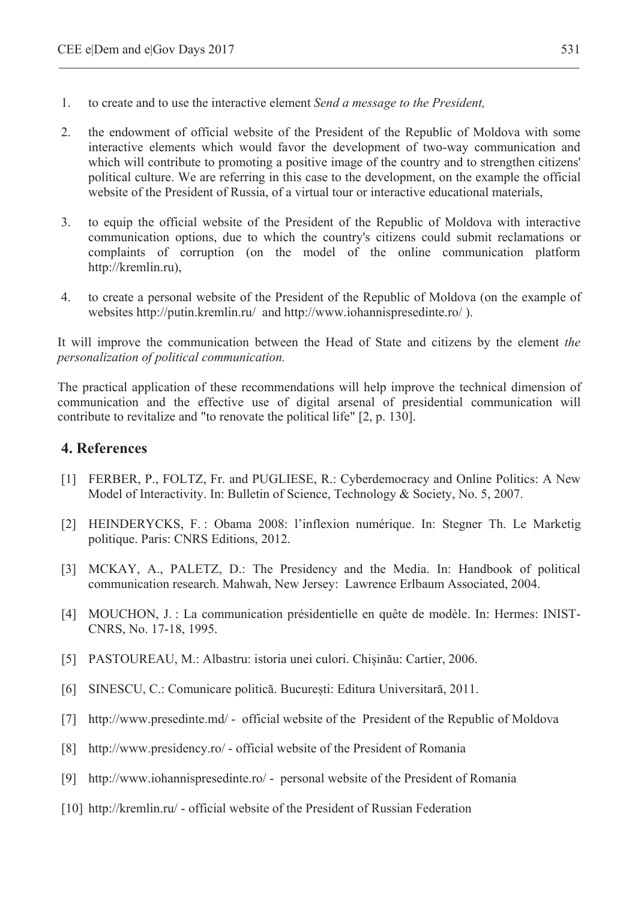1. to create and to use the interactive element *Send a message to the President,*

2. the endowment of official website of the President of the Republic of Moldova with some interactive elements which would favor the development of two-way communication and which will contribute to promoting a positive image of the country and to strengthen citizens' political culture. We are referring in this case to the development, on the example the official website of the President of Russia, of a virtual tour or interactive educational materials,

3. to equip the official website of the President of the Republic of Moldova with interactive communication options, due to which the country's citizens could submit reclamations or complaints of corruption (on the model of the online communication platform http://kremlin.ru),

4. to create a personal website of the President of the Republic of Moldova (on the example of websites http://putin.kremlin.ru/ and http://www.iohannispresedinte.ro/ ).

It will improve the communication between the Head of State and citizens by the element *the personalization of political communication.*

The practical application of these recommendations will help improve the technical dimension of communication and the effective use of digital arsenal of presidential communication will contribute to revitalize and "to renovate the political life" [2, p. 130].

## 4. References

[1] FERBER, P., FOLTZ, Fr. and PUGLIESE, R.: Cyberdemocracy and Online Politics: A New Model of Interactivity. In: Bulletin of Science, Technology & Society, No. 5, 2007.

[2] HEINDERYCKS, F. : Obama 2008: l'inflexion numérique. In: Stegner Th. Le Marketig politique. Paris: CNRS Editions, 2012.

[3] MCKAY, A., PALETZ, D.: The Presidency and the Media. In: Handbook of political communication research. Mahwah, New Jersey: Lawrence Erlbaum Associated, 2004.

[4] MOUCHON, J. : La communication présidentielle en quête de modèle. In: Hermes: INIST-CNRS, No. 17-18, 1995.

[5] PASTOUREAU, M.: Albastru: istoria unei culori. Chișinău: Cartier, 2006.

[6] SINESCU, C.: Comunicare politică. București: Editura Universitară, 2011.

[7] http://www.presedinte.md/ - official website of the President of the Republic of Moldova

[8] http://www.presidency.ro/ - official website of the President of Romania

[9] http://www.iohannispresedinte.ro/ - personal website of the President of Romania

[10] http://kremlin.ru/ - official website of the President of Russian Federation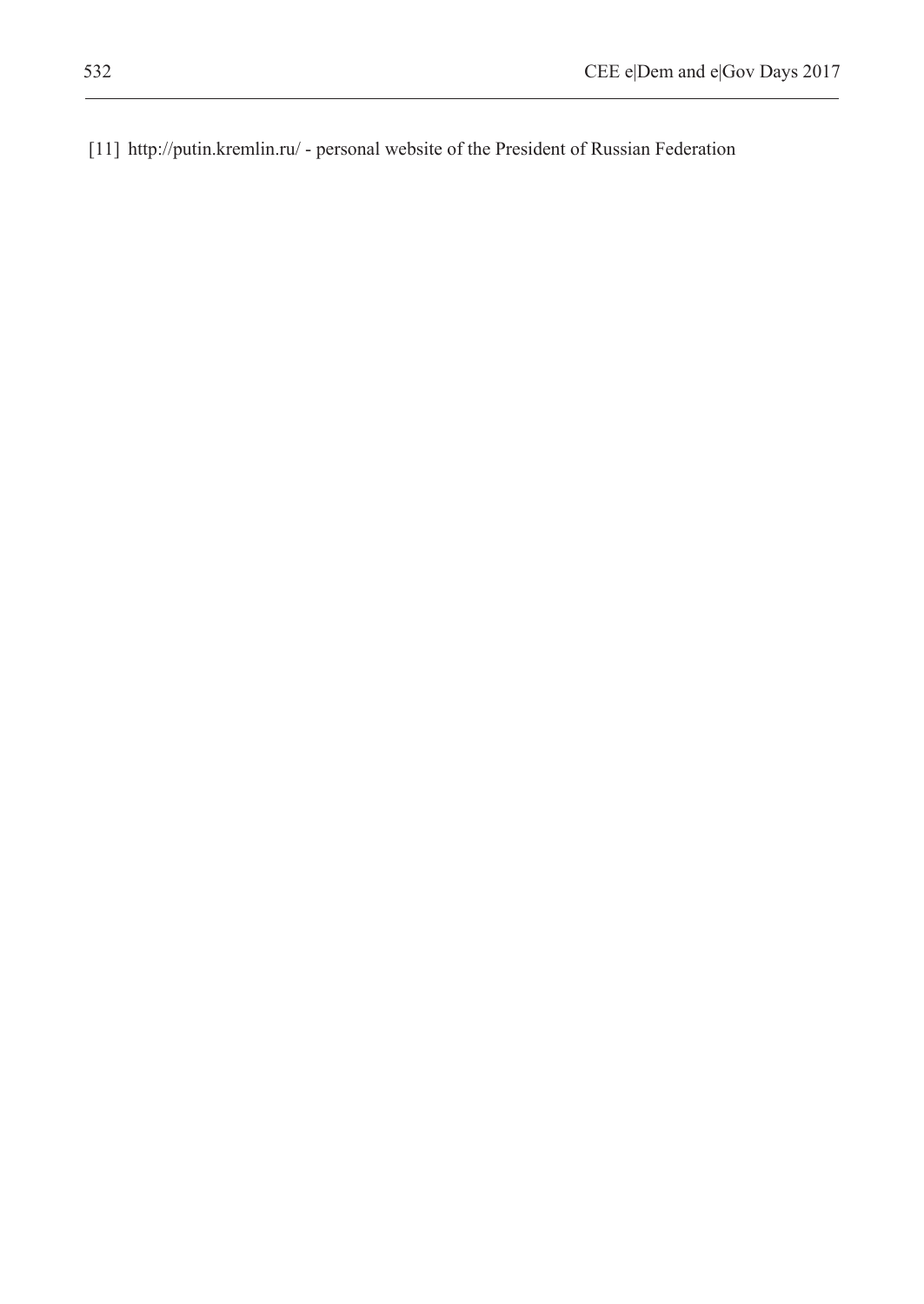[11] http://putin.kremlin.ru/ - personal website of the President of Russian Federation